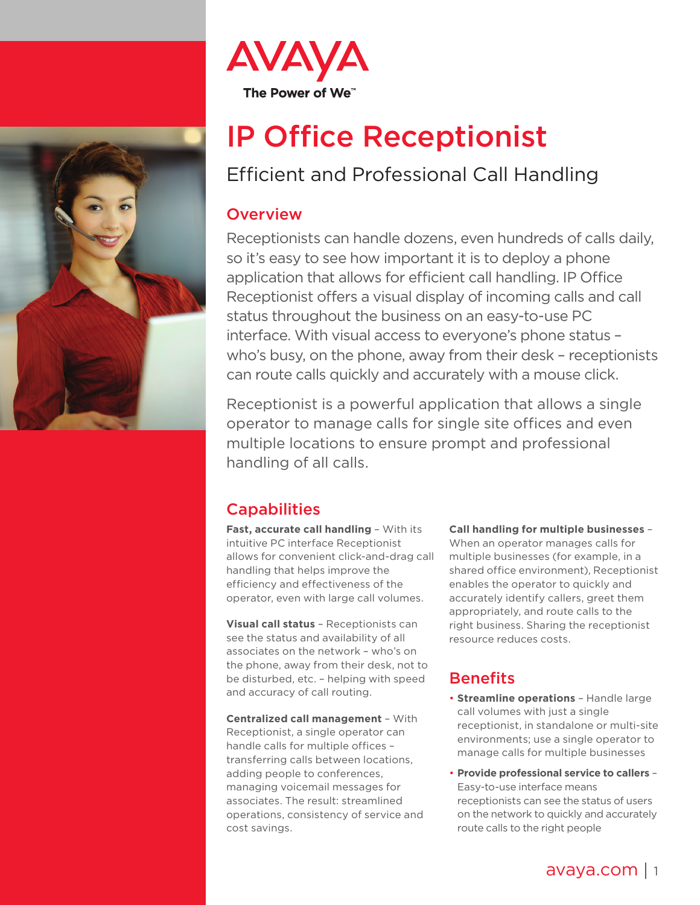AVAYA

The Power of We™

# IP Office Receptionist

## Efficient and Professional Call Handling

### Overview

Receptionists can handle dozens, even hundreds of calls daily, so it's easy to see how important it is to deploy a phone application that allows for efficient call handling. IP Office Receptionist offers a visual display of incoming calls and call status throughout the business on an easy-to-use PC interface. With visual access to everyone's phone status – who's busy, on the phone, away from their desk – receptionists can route calls quickly and accurately with a mouse click.

Receptionist is a powerful application that allows a single operator to manage calls for single site offices and even multiple locations to ensure prompt and professional handling of all calls.

### Capabilities

**Fast, accurate call handling** – With its intuitive PC interface Receptionist allows for convenient click-and-drag call handling that helps improve the efficiency and effectiveness of the operator, even with large call volumes.

**Visual call status** – Receptionists can see the status and availability of all associates on the network – who's on the phone, away from their desk, not to be disturbed, etc. – helping with speed and accuracy of call routing.

**Centralized call management** – With Receptionist, a single operator can handle calls for multiple offices – transferring calls between locations, adding people to conferences, managing voicemail messages for associates. The result: streamlined operations, consistency of service and cost savings.

**Call handling for multiple businesses** – When an operator manages calls for multiple businesses (for example, in a shared office environment), Receptionist enables the operator to quickly and accurately identify callers, greet them appropriately, and route calls to the right business. Sharing the receptionist resource reduces costs.

### Benefits

- **Streamline operations** – Handle large call volumes with just a single receptionist, in standalone or multi-site environments; use a single operator to manage calls for multiple businesses
- **Provide professional service to callers** – Easy-to-use interface means receptionists can see the status of users on the network to quickly and accurately route calls to the right people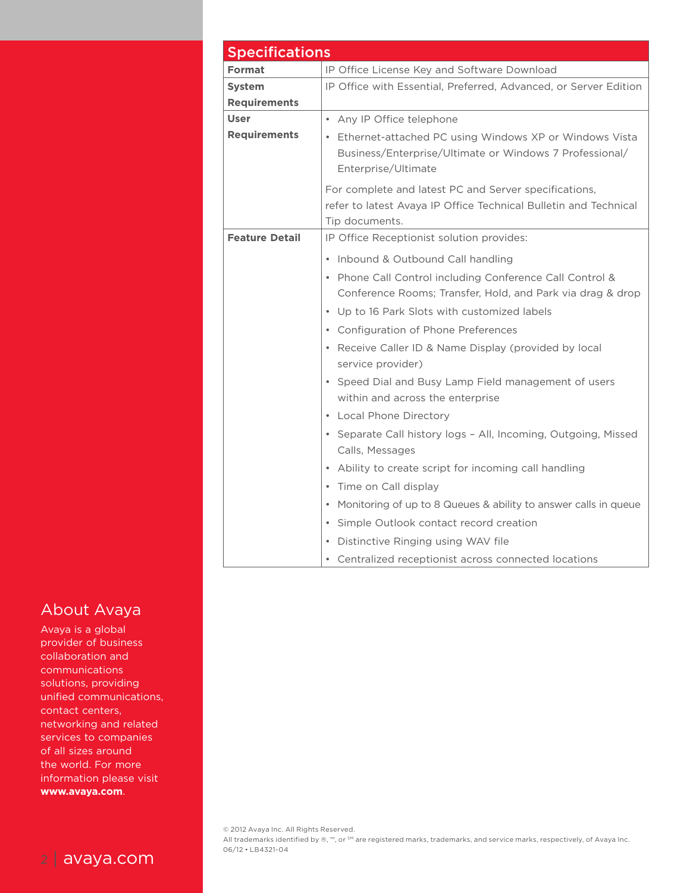## Specifications

| | |
|---|---|
| **Format** | IP Office License Key and Software Download |
| **System Requirements** | IP Office with Essential, Preferred, Advanced, or Server Edition |
| **User Requirements** | • Any IP Office telephone<br>• Ethernet-attached PC using Windows XP or Windows Vista Business/Enterprise/Ultimate or Windows 7 Professional/ Enterprise/Ultimate<br><br>For complete and latest PC and Server specifications, refer to latest Avaya IP Office Technical Bulletin and Technical Tip documents. |
| **Feature Detail** | IP Office Receptionist solution provides:<br>• Inbound & Outbound Call handling<br>• Phone Call Control including Conference Call Control & Conference Rooms; Transfer, Hold, and Park via drag & drop<br>• Up to 16 Park Slots with customized labels<br>• Configuration of Phone Preferences<br>• Receive Caller ID & Name Display (provided by local service provider)<br>• Speed Dial and Busy Lamp Field management of users within and across the enterprise<br>• Local Phone Directory<br>• Separate Call history logs – All, Incoming, Outgoing, Missed Calls, Messages<br>• Ability to create script for incoming call handling<br>• Time on Call display<br>• Monitoring of up to 8 Queues & ability to answer calls in queue<br>• Simple Outlook contact record creation<br>• Distinctive Ringing using WAV file<br>• Centralized receptionist across connected locations |

## About Avaya

Avaya is a global provider of business collaboration and communications solutions, providing unified communications, contact centers, networking and related services to companies of all sizes around the world. For more information please visit **www.avaya.com**.

© 2012 Avaya Inc. All Rights Reserved.
All trademarks identified by ®, ™, or SM are registered marks, trademarks, and service marks, respectively, of Avaya Inc.
06/12 • LB4321-04